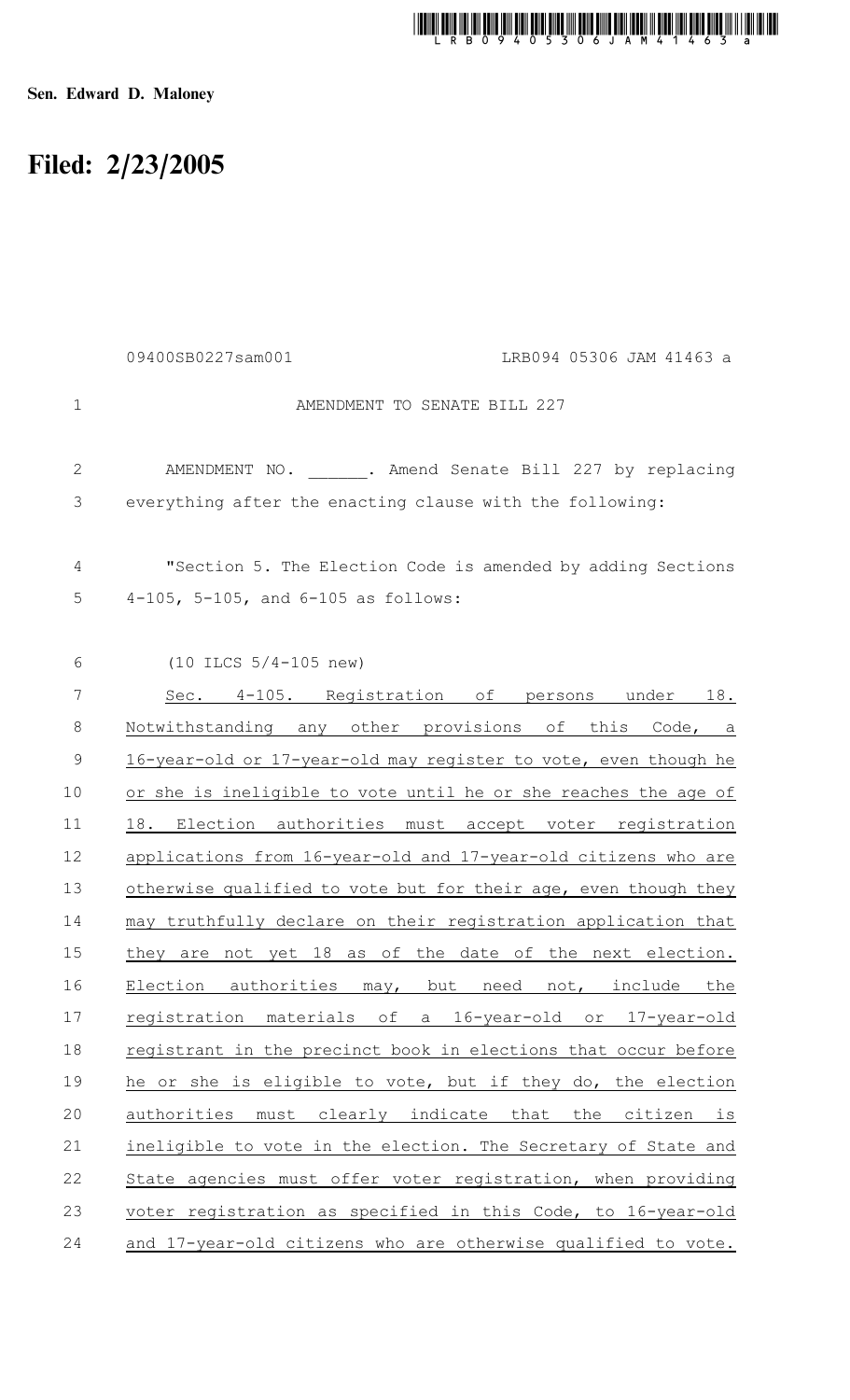**Sen. Edward D. Maloney**

# Filed: 2/23/2005

09400SB0227sam001 LRB094 05306 JAM 41463 a

AMENDMENT TO SENATE BILL 227

AMENDMENT NO. ______. Amend Senate Bill 227 by replacing everything after the enacting clause with the following:

"Section 5. The Election Code is amended by adding Sections 4-105, 5-105, and 6-105 as follows:

(10 ILCS 5/4-105 new)

Sec. 4-105. Registration of persons under 18. Notwithstanding any other provisions of this Code, a 16-year-old or 17-year-old may register to vote, even though he or she is ineligible to vote until he or she reaches the age of 18. Election authorities must accept voter registration applications from 16-year-old and 17-year-old citizens who are otherwise qualified to vote but for their age, even though they may truthfully declare on their registration application that they are not yet 18 as of the date of the next election. Election authorities may, but need not, include the registration materials of a 16-year-old or 17-year-old registrant in the precinct book in elections that occur before he or she is eligible to vote, but if they do, the election authorities must clearly indicate that the citizen is ineligible to vote in the election. The Secretary of State and State agencies must offer voter registration, when providing voter registration as specified in this Code, to 16-year-old and 17-year-old citizens who are otherwise qualified to vote.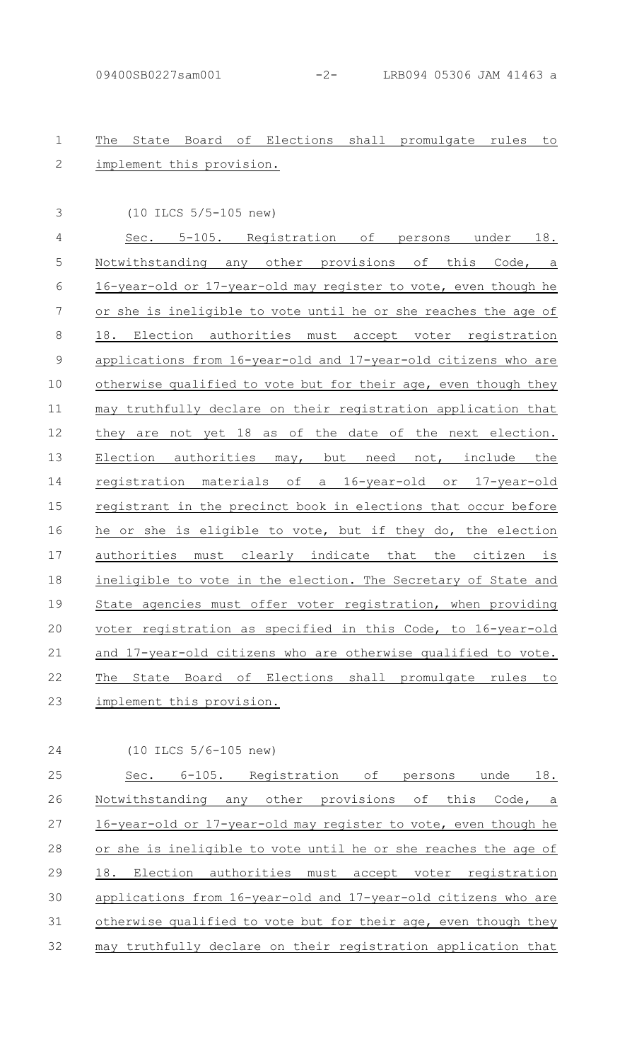The State Board of Elections shall promulgate rules to implement this provision.

(10 ILCS 5/5-105 new)

Sec. 5-105. Registration of persons under 18. Notwithstanding any other provisions of this Code, a 16-year-old or 17-year-old may register to vote, even though he or she is ineligible to vote until he or she reaches the age of 18. Election authorities must accept voter registration applications from 16-year-old and 17-year-old citizens who are otherwise qualified to vote but for their age, even though they may truthfully declare on their registration application that they are not yet 18 as of the date of the next election. Election authorities may, but need not, include the registration materials of a 16-year-old or 17-year-old registrant in the precinct book in elections that occur before he or she is eligible to vote, but if they do, the election authorities must clearly indicate that the citizen is ineligible to vote in the election. The Secretary of State and State agencies must offer voter registration, when providing voter registration as specified in this Code, to 16-year-old and 17-year-old citizens who are otherwise qualified to vote. The State Board of Elections shall promulgate rules to implement this provision.

(10 ILCS 5/6-105 new)

Sec. 6-105. Registration of persons unde 18. Notwithstanding any other provisions of this Code, a 16-year-old or 17-year-old may register to vote, even though he or she is ineligible to vote until he or she reaches the age of 18. Election authorities must accept voter registration applications from 16-year-old and 17-year-old citizens who are otherwise qualified to vote but for their age, even though they may truthfully declare on their registration application that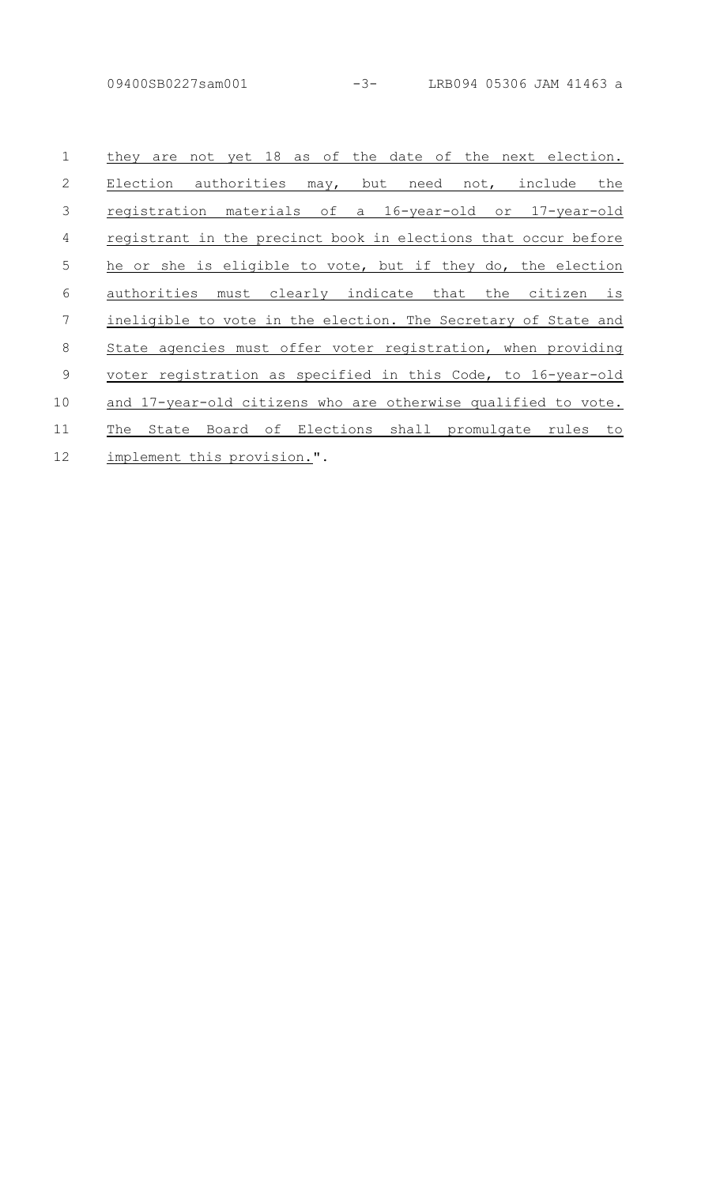they are not yet 18 as of the date of the next election. Election authorities may, but need not, include the registration materials of a 16-year-old or 17-year-old registrant in the precinct book in elections that occur before he or she is eligible to vote, but if they do, the election authorities must clearly indicate that the citizen is ineligible to vote in the election. The Secretary of State and State agencies must offer voter registration, when providing voter registration as specified in this Code, to 16-year-old and 17-year-old citizens who are otherwise qualified to vote. The State Board of Elections shall promulgate rules to implement this provision.".